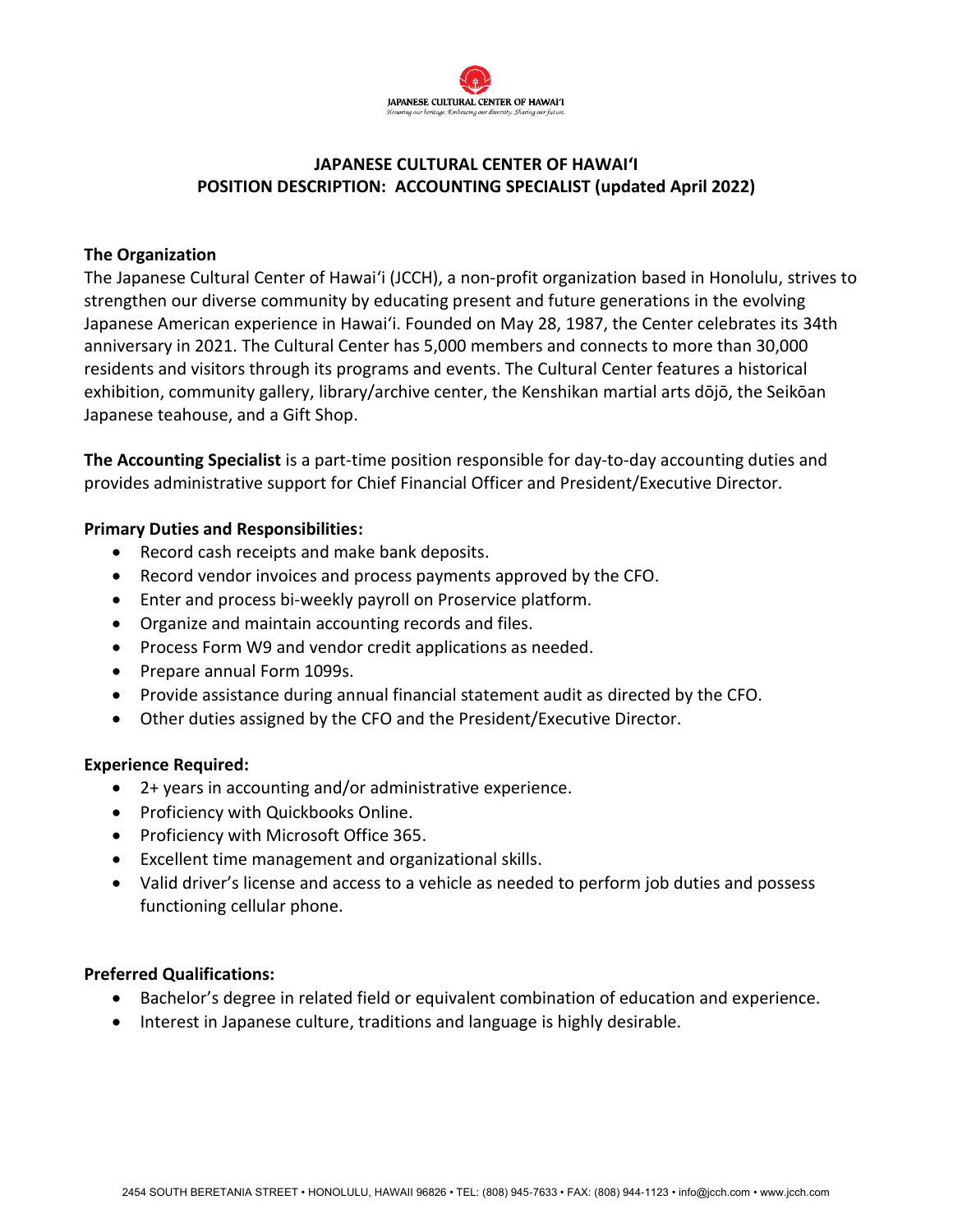JAPANESE CULTURAL CENTER OF HAWAIʻI
*Honoring our heritage. Embracing our diversity. Sharing our future.*

# JAPANESE CULTURAL CENTER OF HAWAIʻI
## POSITION DESCRIPTION: ACCOUNTING SPECIALIST (updated April 2022)

**The Organization**

The Japanese Cultural Center of Hawaiʻi (JCCH), a non-profit organization based in Honolulu, strives to strengthen our diverse community by educating present and future generations in the evolving Japanese American experience in Hawaiʻi. Founded on May 28, 1987, the Center celebrates its 34th anniversary in 2021. The Cultural Center has 5,000 members and connects to more than 30,000 residents and visitors through its programs and events. The Cultural Center features a historical exhibition, community gallery, library/archive center, the Kenshikan martial arts dōjō, the Seikōan Japanese teahouse, and a Gift Shop.

**The Accounting Specialist** is a part-time position responsible for day-to-day accounting duties and provides administrative support for Chief Financial Officer and President/Executive Director.

**Primary Duties and Responsibilities:**

- Record cash receipts and make bank deposits.
- Record vendor invoices and process payments approved by the CFO.
- Enter and process bi-weekly payroll on Proservice platform.
- Organize and maintain accounting records and files.
- Process Form W9 and vendor credit applications as needed.
- Prepare annual Form 1099s.
- Provide assistance during annual financial statement audit as directed by the CFO.
- Other duties assigned by the CFO and the President/Executive Director.

**Experience Required:**

- 2+ years in accounting and/or administrative experience.
- Proficiency with Quickbooks Online.
- Proficiency with Microsoft Office 365.
- Excellent time management and organizational skills.
- Valid driver's license and access to a vehicle as needed to perform job duties and possess functioning cellular phone.

**Preferred Qualifications:**

- Bachelor's degree in related field or equivalent combination of education and experience.
- Interest in Japanese culture, traditions and language is highly desirable.

2454 SOUTH BERETANIA STREET • HONOLULU, HAWAII 96826 • TEL: (808) 945-7633 • FAX: (808) 944-1123 • info@jcch.com • www.jcch.com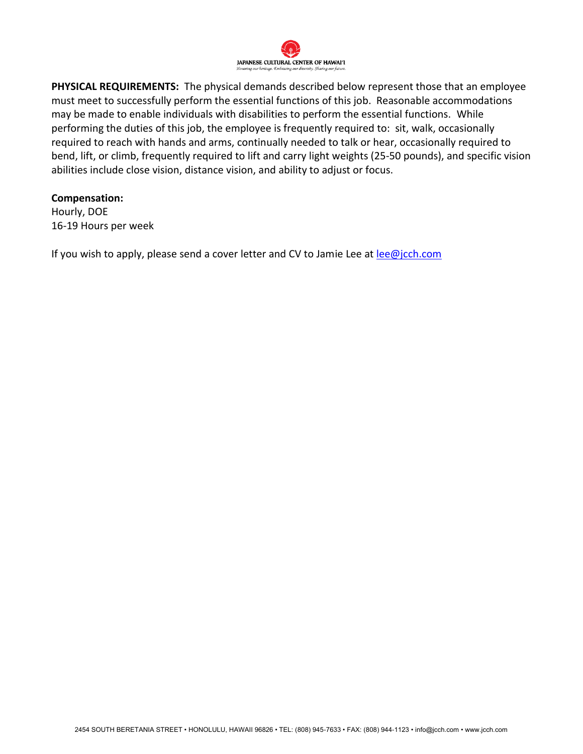**PHYSICAL REQUIREMENTS:** The physical demands described below represent those that an employee must meet to successfully perform the essential functions of this job. Reasonable accommodations may be made to enable individuals with disabilities to perform the essential functions. While performing the duties of this job, the employee is frequently required to: sit, walk, occasionally required to reach with hands and arms, continually needed to talk or hear, occasionally required to bend, lift, or climb, frequently required to lift and carry light weights (25-50 pounds), and specific vision abilities include close vision, distance vision, and ability to adjust or focus.

**Compensation:**
Hourly, DOE
16-19 Hours per week

If you wish to apply, please send a cover letter and CV to Jamie Lee at lee@jcch.com